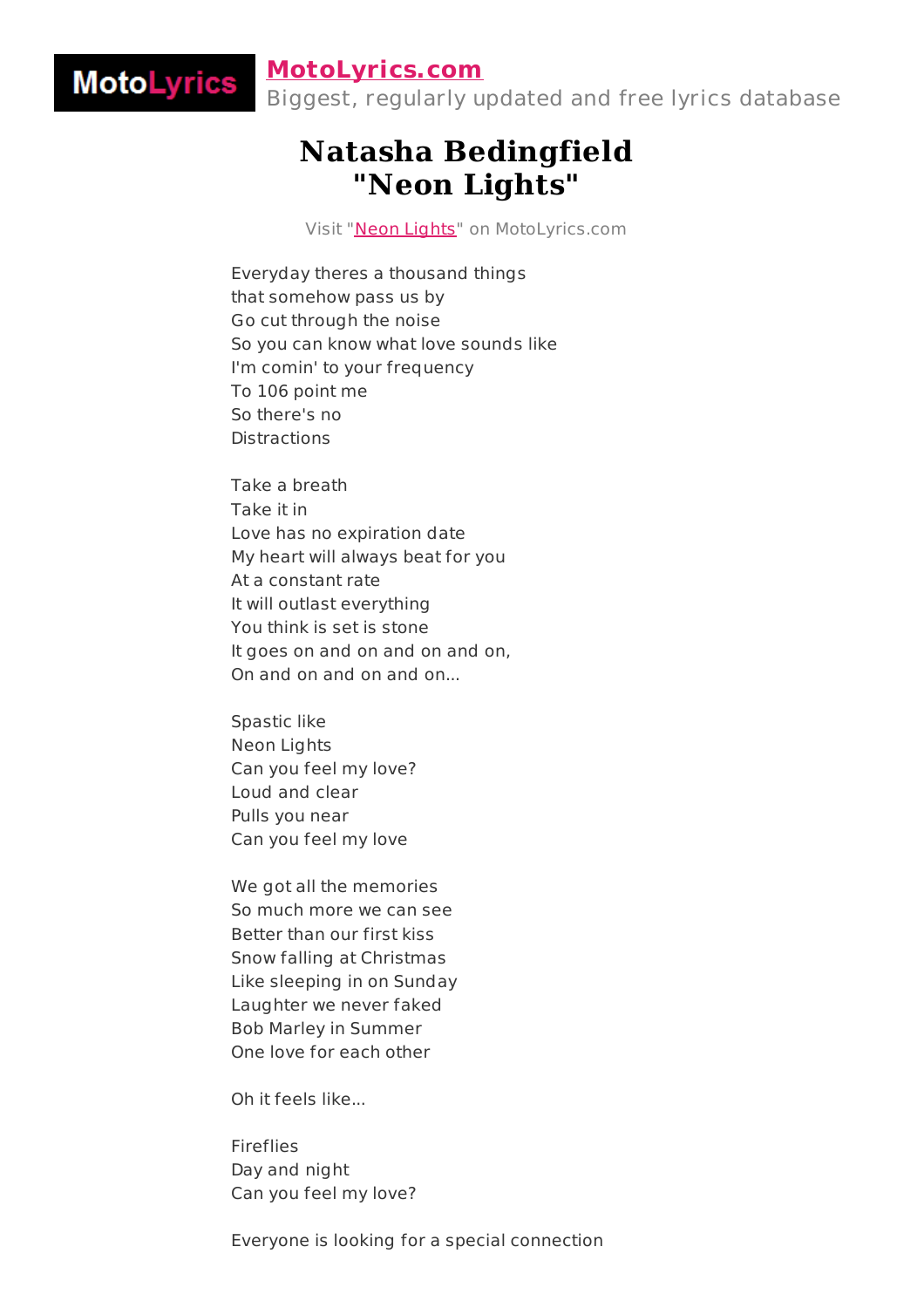MotoLyrics

**MotoLyrics.com**
Biggest, regularly updated and free lyrics database

# Natasha Bedingfield
# "Neon Lights"

Visit "Neon Lights" on MotoLyrics.com

Everyday theres a thousand things
that somehow pass us by
Go cut through the noise
So you can know what love sounds like
I'm comin' to your frequency
To 106 point me
So there's no
Distractions

Take a breath
Take it in
Love has no expiration date
My heart will always beat for you
At a constant rate
It will outlast everything
You think is set is stone
It goes on and on and on and on,
On and on and on and on...

Spastic like
Neon Lights
Can you feel my love?
Loud and clear
Pulls you near
Can you feel my love

We got all the memories
So much more we can see
Better than our first kiss
Snow falling at Christmas
Like sleeping in on Sunday
Laughter we never faked
Bob Marley in Summer
One love for each other

Oh it feels like...

Fireflies
Day and night
Can you feel my love?

Everyone is looking for a special connection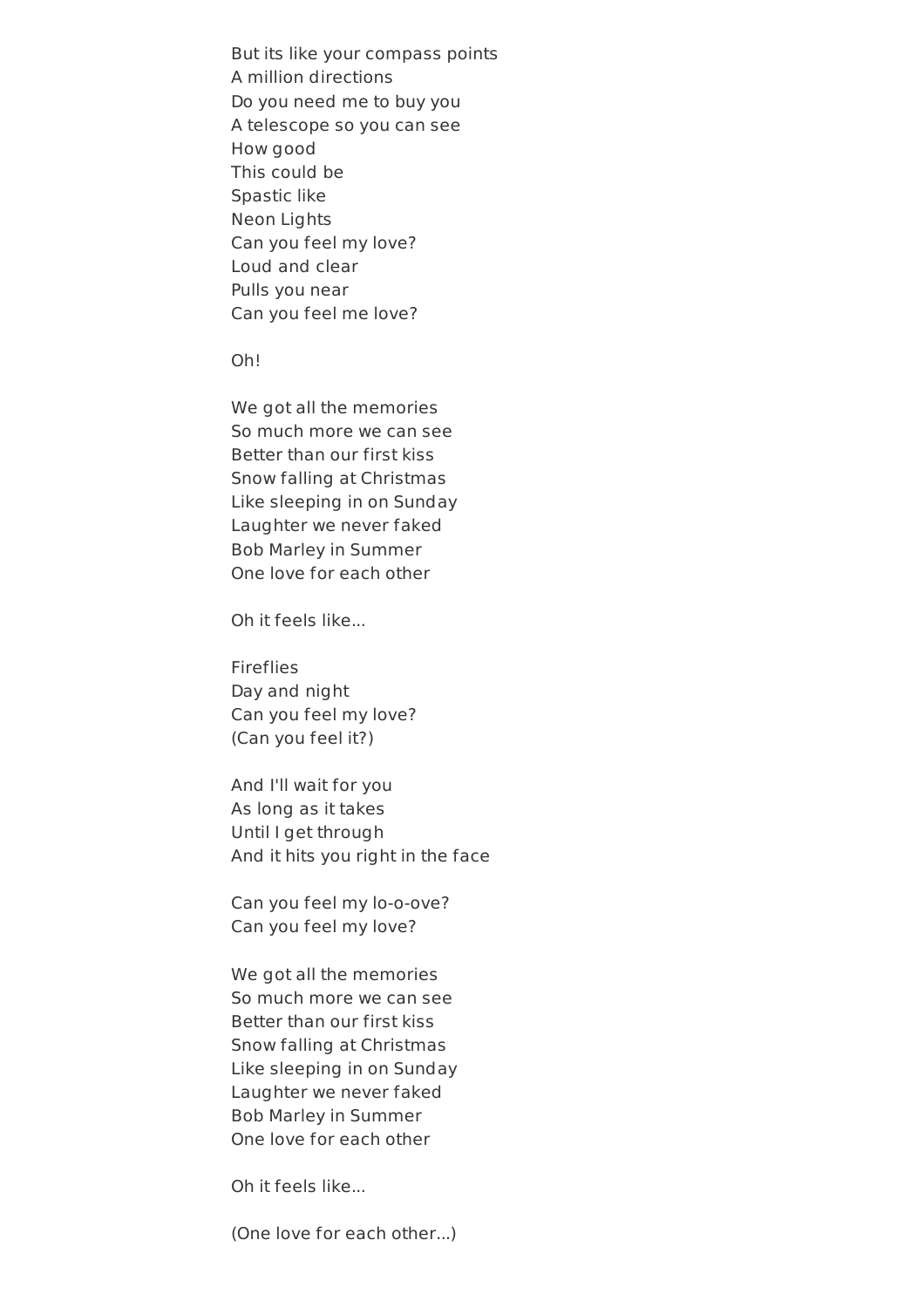But its like your compass points
A million directions
Do you need me to buy you
A telescope so you can see
How good
This could be
Spastic like
Neon Lights
Can you feel my love?
Loud and clear
Pulls you near
Can you feel me love?

Oh!

We got all the memories
So much more we can see
Better than our first kiss
Snow falling at Christmas
Like sleeping in on Sunday
Laughter we never faked
Bob Marley in Summer
One love for each other

Oh it feels like...

Fireflies
Day and night
Can you feel my love?
(Can you feel it?)

And I'll wait for you
As long as it takes
Until I get through
And it hits you right in the face

Can you feel my lo-o-ove?
Can you feel my love?

We got all the memories
So much more we can see
Better than our first kiss
Snow falling at Christmas
Like sleeping in on Sunday
Laughter we never faked
Bob Marley in Summer
One love for each other

Oh it feels like...

(One love for each other...)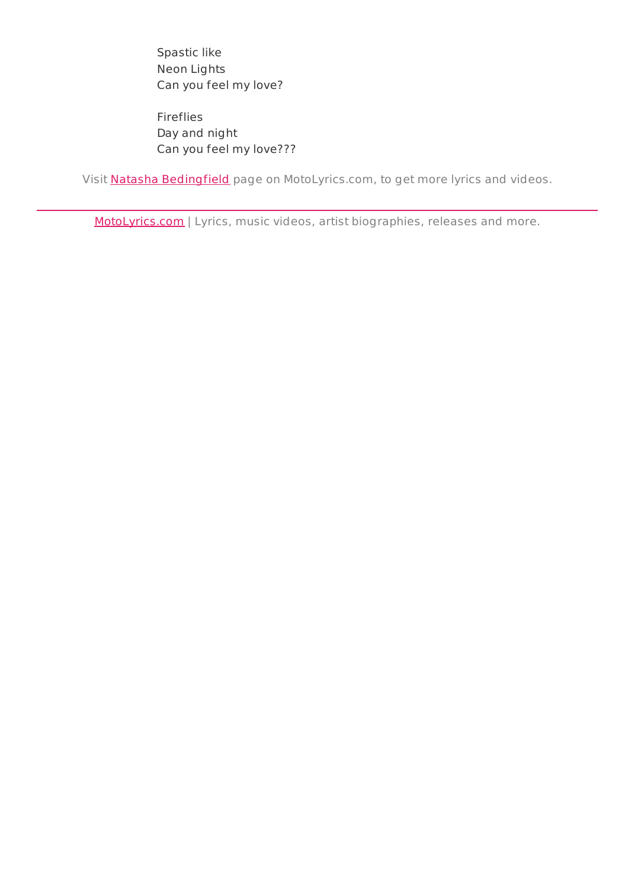Spastic like
Neon Lights
Can you feel my love?

Fireflies
Day and night
Can you feel my love???

Visit Natasha Bedingfield page on MotoLyrics.com, to get more lyrics and videos.

---

MotoLyrics.com | Lyrics, music videos, artist biographies, releases and more.